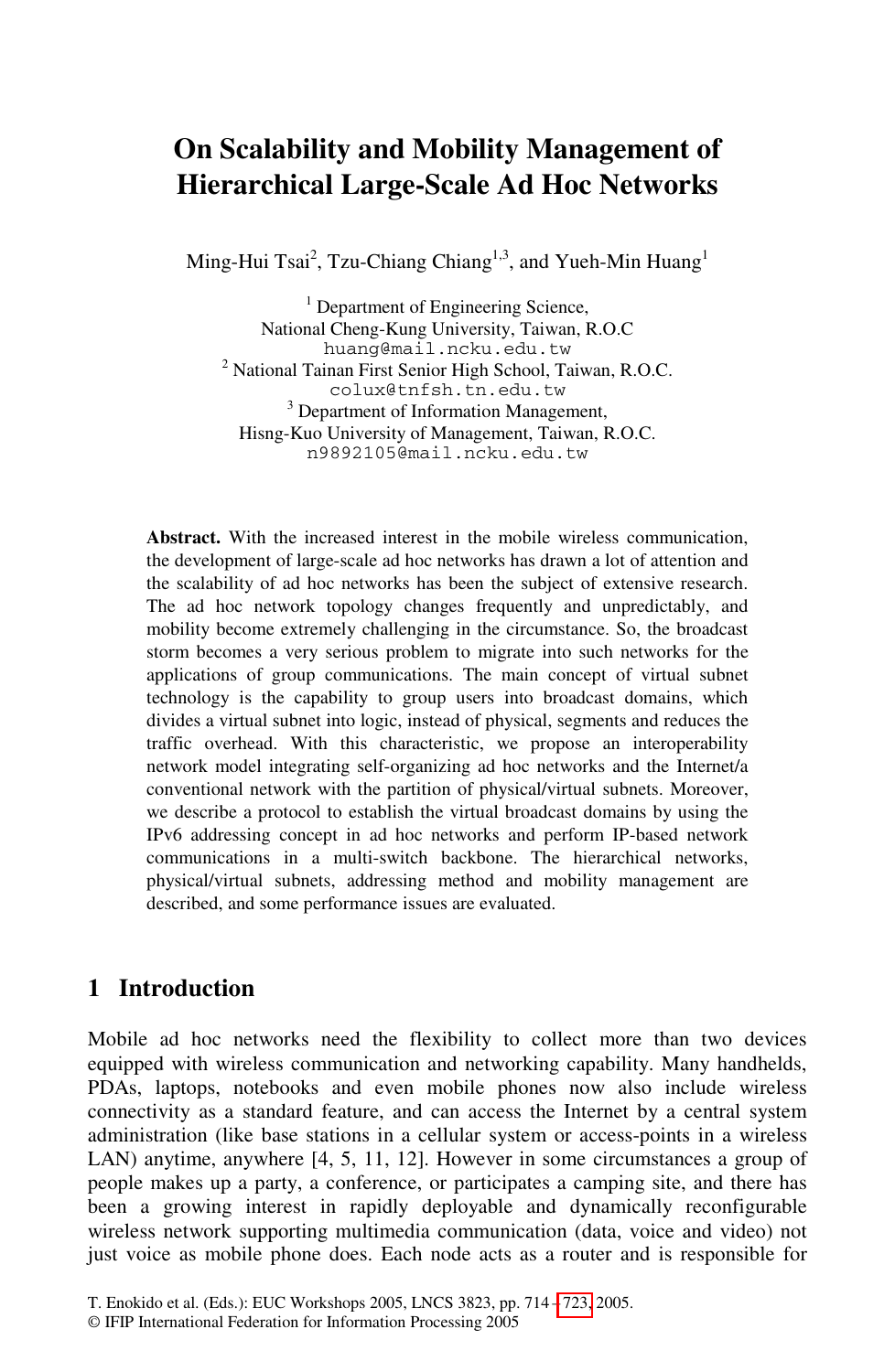# On Scalability and Mobility Management of Hierarchical Large-Scale Ad Hoc Networks

Ming-Hui Tsai[2], Tzu-Chiang Chiang[1,3], and Yueh-Min Huang[1]

[1] Department of Engineering Science,
National Cheng-Kung University, Taiwan, R.O.C
huang@mail.ncku.edu.tw

[2] National Tainan First Senior High School, Taiwan, R.O.C.
colux@tnfsh.tn.edu.tw

[3] Department of Information Management,
Hisng-Kuo University of Management, Taiwan, R.O.C.
n9892105@mail.ncku.edu.tw

**Abstract.** With the increased interest in the mobile wireless communication, the development of large-scale ad hoc networks has drawn a lot of attention and the scalability of ad hoc networks has been the subject of extensive research. The ad hoc network topology changes frequently and unpredictably, and mobility become extremely challenging in the circumstance. So, the broadcast storm becomes a very serious problem to migrate into such networks for the applications of group communications. The main concept of virtual subnet technology is the capability to group users into broadcast domains, which divides a virtual subnet into logic, instead of physical, segments and reduces the traffic overhead. With this characteristic, we propose an interoperability network model integrating self-organizing ad hoc networks and the Internet/a conventional network with the partition of physical/virtual subnets. Moreover, we describe a protocol to establish the virtual broadcast domains by using the IPv6 addressing concept in ad hoc networks and perform IP-based network communications in a multi-switch backbone. The hierarchical networks, physical/virtual subnets, addressing method and mobility management are described, and some performance issues are evaluated.

## 1 Introduction

Mobile ad hoc networks need the flexibility to collect more than two devices equipped with wireless communication and networking capability. Many handhelds, PDAs, laptops, notebooks and even mobile phones now also include wireless connectivity as a standard feature, and can access the Internet by a central system administration (like base stations in a cellular system or access-points in a wireless LAN) anytime, anywhere [4, 5, 11, 12]. However in some circumstances a group of people makes up a party, a conference, or participates a camping site, and there has been a growing interest in rapidly deployable and dynamically reconfigurable wireless network supporting multimedia communication (data, voice and video) not just voice as mobile phone does. Each node acts as a router and is responsible for

T. Enokido et al. (Eds.): EUC Workshops 2005, LNCS 3823, pp. 714 – 723, 2005.
© IFIP International Federation for Information Processing 2005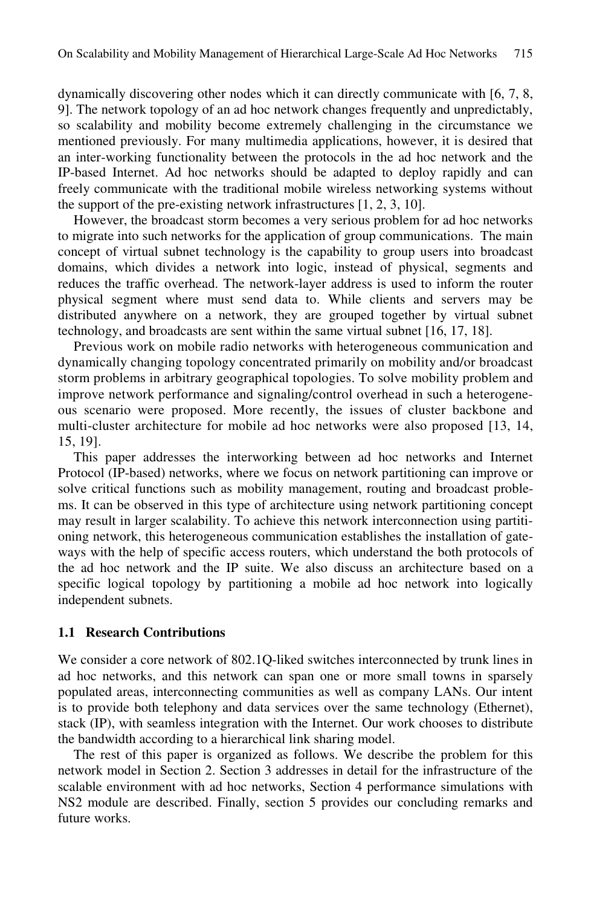dynamically discovering other nodes which it can directly communicate with [6, 7, 8, 9]. The network topology of an ad hoc network changes frequently and unpredictably, so scalability and mobility become extremely challenging in the circumstance we mentioned previously. For many multimedia applications, however, it is desired that an inter-working functionality between the protocols in the ad hoc network and the IP-based Internet. Ad hoc networks should be adapted to deploy rapidly and can freely communicate with the traditional mobile wireless networking systems without the support of the pre-existing network infrastructures [1, 2, 3, 10].

However, the broadcast storm becomes a very serious problem for ad hoc networks to migrate into such networks for the application of group communications. The main concept of virtual subnet technology is the capability to group users into broadcast domains, which divides a network into logic, instead of physical, segments and reduces the traffic overhead. The network-layer address is used to inform the router physical segment where must send data to. While clients and servers may be distributed anywhere on a network, they are grouped together by virtual subnet technology, and broadcasts are sent within the same virtual subnet [16, 17, 18].

Previous work on mobile radio networks with heterogeneous communication and dynamically changing topology concentrated primarily on mobility and/or broadcast storm problems in arbitrary geographical topologies. To solve mobility problem and improve network performance and signaling/control overhead in such a heterogeneous scenario were proposed. More recently, the issues of cluster backbone and multi-cluster architecture for mobile ad hoc networks were also proposed [13, 14, 15, 19].

This paper addresses the interworking between ad hoc networks and Internet Protocol (IP-based) networks, where we focus on network partitioning can improve or solve critical functions such as mobility management, routing and broadcast problems. It can be observed in this type of architecture using network partitioning concept may result in larger scalability. To achieve this network interconnection using partitioning network, this heterogeneous communication establishes the installation of gateways with the help of specific access routers, which understand the both protocols of the ad hoc network and the IP suite. We also discuss an architecture based on a specific logical topology by partitioning a mobile ad hoc network into logically independent subnets.

### 1.1 Research Contributions

We consider a core network of 802.1Q-liked switches interconnected by trunk lines in ad hoc networks, and this network can span one or more small towns in sparsely populated areas, interconnecting communities as well as company LANs. Our intent is to provide both telephony and data services over the same technology (Ethernet), stack (IP), with seamless integration with the Internet. Our work chooses to distribute the bandwidth according to a hierarchical link sharing model.

The rest of this paper is organized as follows. We describe the problem for this network model in Section 2. Section 3 addresses in detail for the infrastructure of the scalable environment with ad hoc networks, Section 4 performance simulations with NS2 module are described. Finally, section 5 provides our concluding remarks and future works.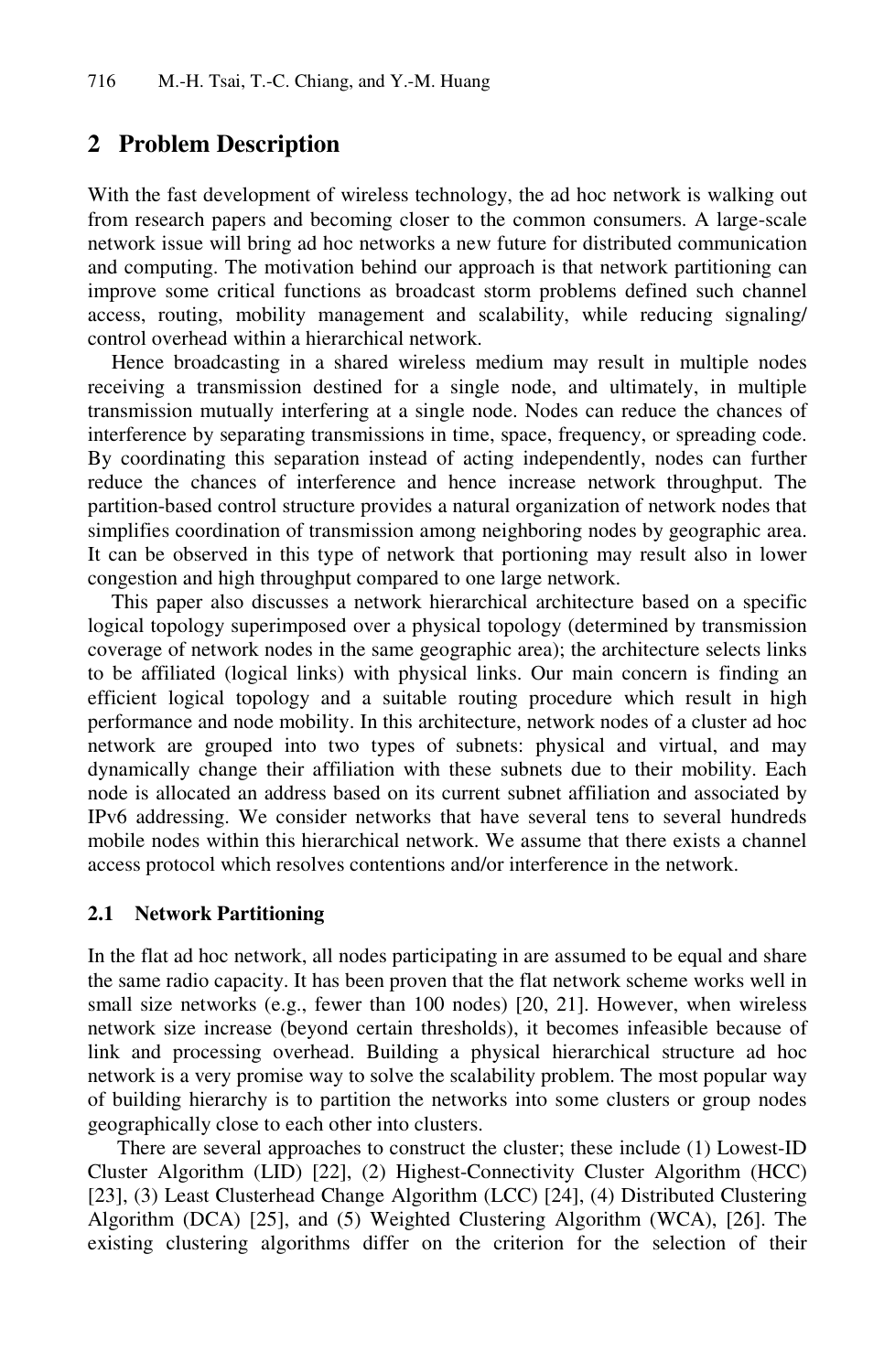## 2 Problem Description

With the fast development of wireless technology, the ad hoc network is walking out from research papers and becoming closer to the common consumers. A large-scale network issue will bring ad hoc networks a new future for distributed communication and computing. The motivation behind our approach is that network partitioning can improve some critical functions as broadcast storm problems defined such channel access, routing, mobility management and scalability, while reducing signaling/ control overhead within a hierarchical network.

Hence broadcasting in a shared wireless medium may result in multiple nodes receiving a transmission destined for a single node, and ultimately, in multiple transmission mutually interfering at a single node. Nodes can reduce the chances of interference by separating transmissions in time, space, frequency, or spreading code. By coordinating this separation instead of acting independently, nodes can further reduce the chances of interference and hence increase network throughput. The partition-based control structure provides a natural organization of network nodes that simplifies coordination of transmission among neighboring nodes by geographic area. It can be observed in this type of network that portioning may result also in lower congestion and high throughput compared to one large network.

This paper also discusses a network hierarchical architecture based on a specific logical topology superimposed over a physical topology (determined by transmission coverage of network nodes in the same geographic area); the architecture selects links to be affiliated (logical links) with physical links. Our main concern is finding an efficient logical topology and a suitable routing procedure which result in high performance and node mobility. In this architecture, network nodes of a cluster ad hoc network are grouped into two types of subnets: physical and virtual, and may dynamically change their affiliation with these subnets due to their mobility. Each node is allocated an address based on its current subnet affiliation and associated by IPv6 addressing. We consider networks that have several tens to several hundreds mobile nodes within this hierarchical network. We assume that there exists a channel access protocol which resolves contentions and/or interference in the network.

### 2.1 Network Partitioning

In the flat ad hoc network, all nodes participating in are assumed to be equal and share the same radio capacity. It has been proven that the flat network scheme works well in small size networks (e.g., fewer than 100 nodes) [20, 21]. However, when wireless network size increase (beyond certain thresholds), it becomes infeasible because of link and processing overhead. Building a physical hierarchical structure ad hoc network is a very promise way to solve the scalability problem. The most popular way of building hierarchy is to partition the networks into some clusters or group nodes geographically close to each other into clusters.

There are several approaches to construct the cluster; these include (1) Lowest-ID Cluster Algorithm (LID) [22], (2) Highest-Connectivity Cluster Algorithm (HCC) [23], (3) Least Clusterhead Change Algorithm (LCC) [24], (4) Distributed Clustering Algorithm (DCA) [25], and (5) Weighted Clustering Algorithm (WCA), [26]. The existing clustering algorithms differ on the criterion for the selection of their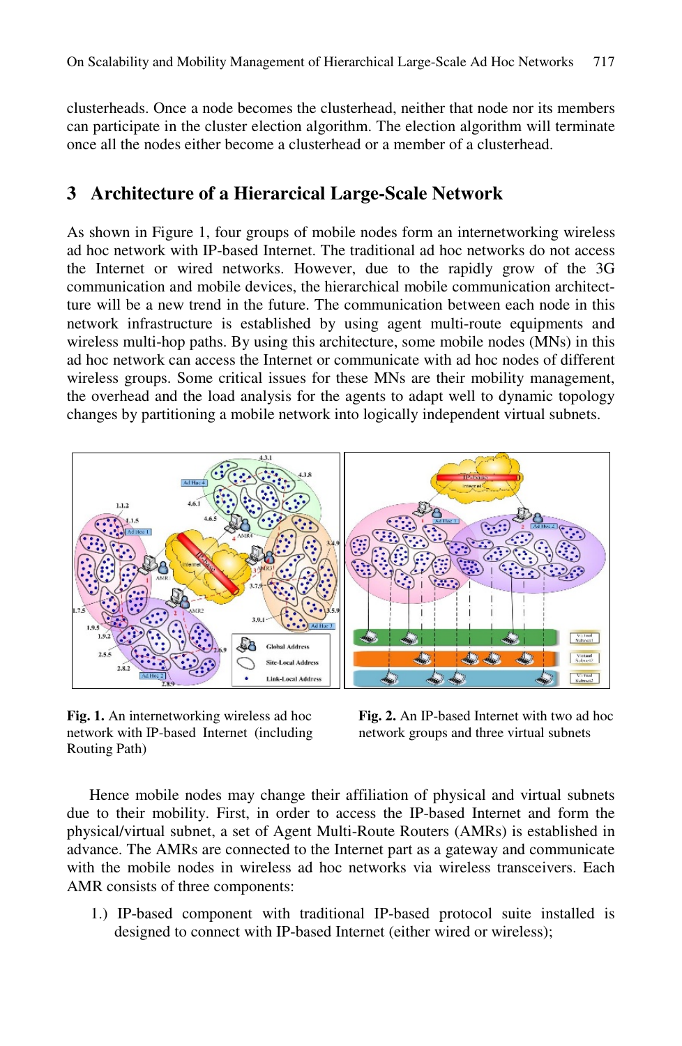clusterheads. Once a node becomes the clusterhead, neither that node nor its members can participate in the cluster election algorithm. The election algorithm will terminate once all the nodes either become a clusterhead or a member of a clusterhead.

## 3 Architecture of a Hierarcical Large-Scale Network

As shown in Figure 1, four groups of mobile nodes form an internetworking wireless ad hoc network with IP-based Internet. The traditional ad hoc networks do not access the Internet or wired networks. However, due to the rapidly grow of the 3G communication and mobile devices, the hierarchical mobile communication architect-ture will be a new trend in the future. The communication between each node in this network infrastructure is established by using agent multi-route equipments and wireless multi-hop paths. By using this architecture, some mobile nodes (MNs) in this ad hoc network can access the Internet or communicate with ad hoc nodes of different wireless groups. Some critical issues for these MNs are their mobility management, the overhead and the load analysis for the agents to adapt well to dynamic topology changes by partitioning a mobile network into logically independent virtual subnets.

**Fig. 1.** An internetworking wireless ad hoc network with IP-based Internet (including Routing Path)

**Fig. 2.** An IP-based Internet with two ad hoc network groups and three virtual subnets

Hence mobile nodes may change their affiliation of physical and virtual subnets due to their mobility. First, in order to access the IP-based Internet and form the physical/virtual subnet, a set of Agent Multi-Route Routers (AMRs) is established in advance. The AMRs are connected to the Internet part as a gateway and communicate with the mobile nodes in wireless ad hoc networks via wireless transceivers. Each AMR consists of three components:

1.) IP-based component with traditional IP-based protocol suite installed is designed to connect with IP-based Internet (either wired or wireless);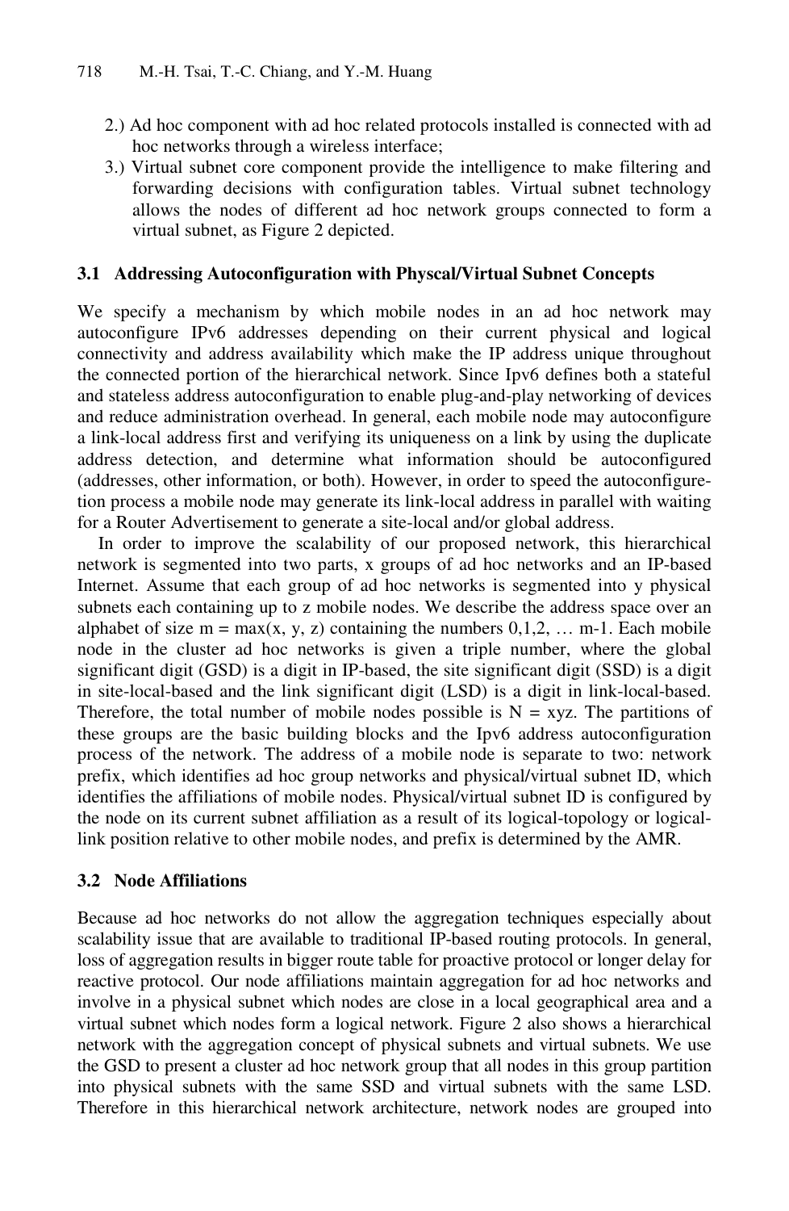2.) Ad hoc component with ad hoc related protocols installed is connected with ad hoc networks through a wireless interface;

3.) Virtual subnet core component provide the intelligence to make filtering and forwarding decisions with configuration tables. Virtual subnet technology allows the nodes of different ad hoc network groups connected to form a virtual subnet, as Figure 2 depicted.

### 3.1 Addressing Autoconfiguration with Physcal/Virtual Subnet Concepts

We specify a mechanism by which mobile nodes in an ad hoc network may autoconfigure IPv6 addresses depending on their current physical and logical connectivity and address availability which make the IP address unique throughout the connected portion of the hierarchical network. Since Ipv6 defines both a stateful and stateless address autoconfiguration to enable plug-and-play networking of devices and reduce administration overhead. In general, each mobile node may autoconfigure a link-local address first and verifying its uniqueness on a link by using the duplicate address detection, and determine what information should be autoconfigured (addresses, other information, or both). However, in order to speed the autoconfigure-tion process a mobile node may generate its link-local address in parallel with waiting for a Router Advertisement to generate a site-local and/or global address.

In order to improve the scalability of our proposed network, this hierarchical network is segmented into two parts, x groups of ad hoc networks and an IP-based Internet. Assume that each group of ad hoc networks is segmented into y physical subnets each containing up to z mobile nodes. We describe the address space over an alphabet of size $m = \max(x, y, z)$ containing the numbers 0,1,2, … m-1. Each mobile node in the cluster ad hoc networks is given a triple number, where the global significant digit (GSD) is a digit in IP-based, the site significant digit (SSD) is a digit in site-local-based and the link significant digit (LSD) is a digit in link-local-based. Therefore, the total number of mobile nodes possible is $N = xyz$. The partitions of these groups are the basic building blocks and the Ipv6 address autoconfiguration process of the network. The address of a mobile node is separate to two: network prefix, which identifies ad hoc group networks and physical/virtual subnet ID, which identifies the affiliations of mobile nodes. Physical/virtual subnet ID is configured by the node on its current subnet affiliation as a result of its logical-topology or logical-link position relative to other mobile nodes, and prefix is determined by the AMR.

### 3.2 Node Affiliations

Because ad hoc networks do not allow the aggregation techniques especially about scalability issue that are available to traditional IP-based routing protocols. In general, loss of aggregation results in bigger route table for proactive protocol or longer delay for reactive protocol. Our node affiliations maintain aggregation for ad hoc networks and involve in a physical subnet which nodes are close in a local geographical area and a virtual subnet which nodes form a logical network. Figure 2 also shows a hierarchical network with the aggregation concept of physical subnets and virtual subnets. We use the GSD to present a cluster ad hoc network group that all nodes in this group partition into physical subnets with the same SSD and virtual subnets with the same LSD. Therefore in this hierarchical network architecture, network nodes are grouped into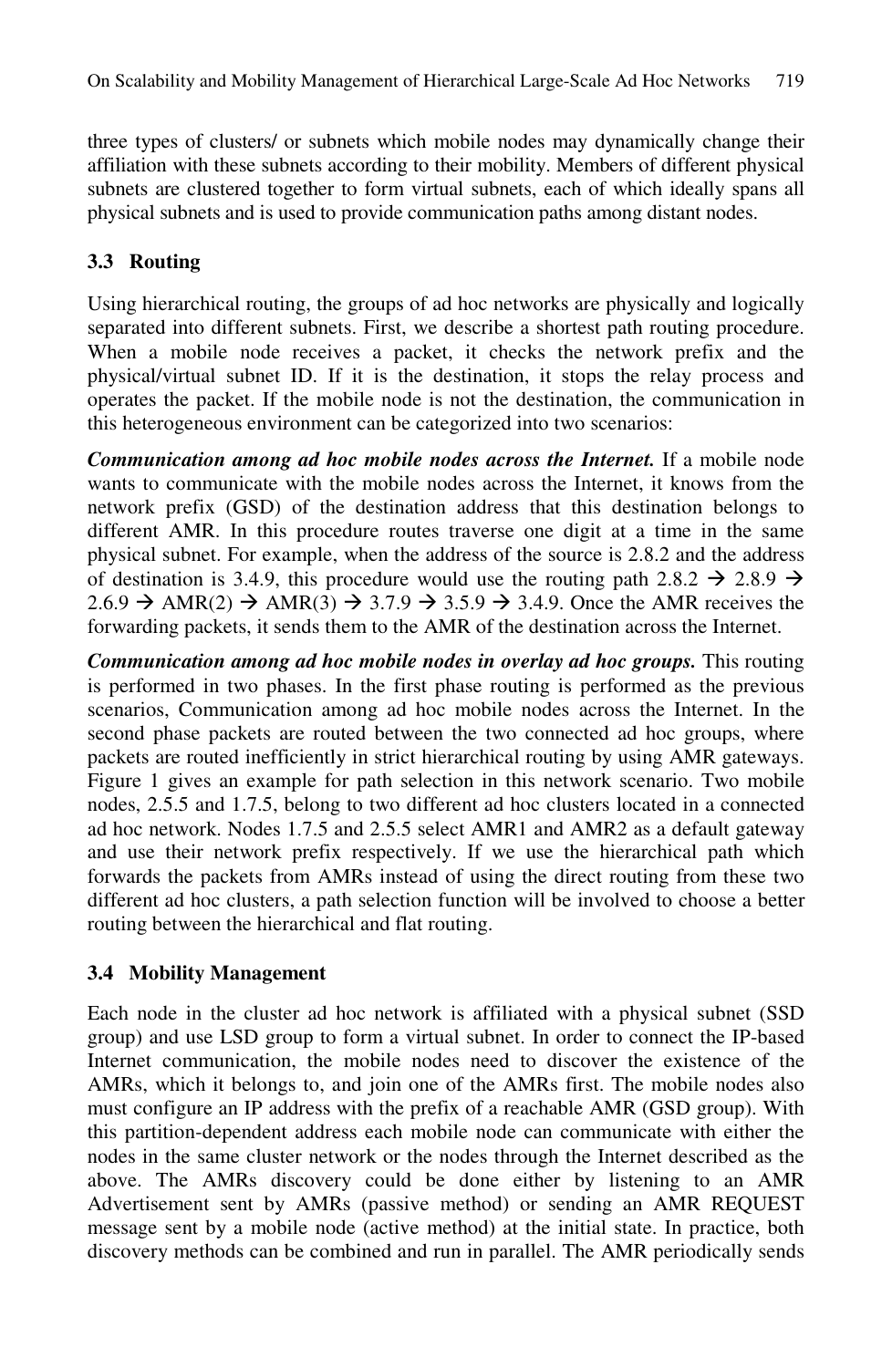three types of clusters/ or subnets which mobile nodes may dynamically change their affiliation with these subnets according to their mobility. Members of different physical subnets are clustered together to form virtual subnets, each of which ideally spans all physical subnets and is used to provide communication paths among distant nodes.

### 3.3 Routing

Using hierarchical routing, the groups of ad hoc networks are physically and logically separated into different subnets. First, we describe a shortest path routing procedure. When a mobile node receives a packet, it checks the network prefix and the physical/virtual subnet ID. If it is the destination, it stops the relay process and operates the packet. If the mobile node is not the destination, the communication in this heterogeneous environment can be categorized into two scenarios:

***Communication among ad hoc mobile nodes across the Internet.*** If a mobile node wants to communicate with the mobile nodes across the Internet, it knows from the network prefix (GSD) of the destination address that this destination belongs to different AMR. In this procedure routes traverse one digit at a time in the same physical subnet. For example, when the address of the source is 2.8.2 and the address of destination is 3.4.9, this procedure would use the routing path 2.8.2 → 2.8.9 → 2.6.9 → AMR(2) → AMR(3) → 3.7.9 → 3.5.9 → 3.4.9. Once the AMR receives the forwarding packets, it sends them to the AMR of the destination across the Internet.

***Communication among ad hoc mobile nodes in overlay ad hoc groups.*** This routing is performed in two phases. In the first phase routing is performed as the previous scenarios, Communication among ad hoc mobile nodes across the Internet. In the second phase packets are routed between the two connected ad hoc groups, where packets are routed inefficiently in strict hierarchical routing by using AMR gateways. Figure 1 gives an example for path selection in this network scenario. Two mobile nodes, 2.5.5 and 1.7.5, belong to two different ad hoc clusters located in a connected ad hoc network. Nodes 1.7.5 and 2.5.5 select AMR1 and AMR2 as a default gateway and use their network prefix respectively. If we use the hierarchical path which forwards the packets from AMRs instead of using the direct routing from these two different ad hoc clusters, a path selection function will be involved to choose a better routing between the hierarchical and flat routing.

### 3.4 Mobility Management

Each node in the cluster ad hoc network is affiliated with a physical subnet (SSD group) and use LSD group to form a virtual subnet. In order to connect the IP-based Internet communication, the mobile nodes need to discover the existence of the AMRs, which it belongs to, and join one of the AMRs first. The mobile nodes also must configure an IP address with the prefix of a reachable AMR (GSD group). With this partition-dependent address each mobile node can communicate with either the nodes in the same cluster network or the nodes through the Internet described as the above. The AMRs discovery could be done either by listening to an AMR Advertisement sent by AMRs (passive method) or sending an AMR REQUEST message sent by a mobile node (active method) at the initial state. In practice, both discovery methods can be combined and run in parallel. The AMR periodically sends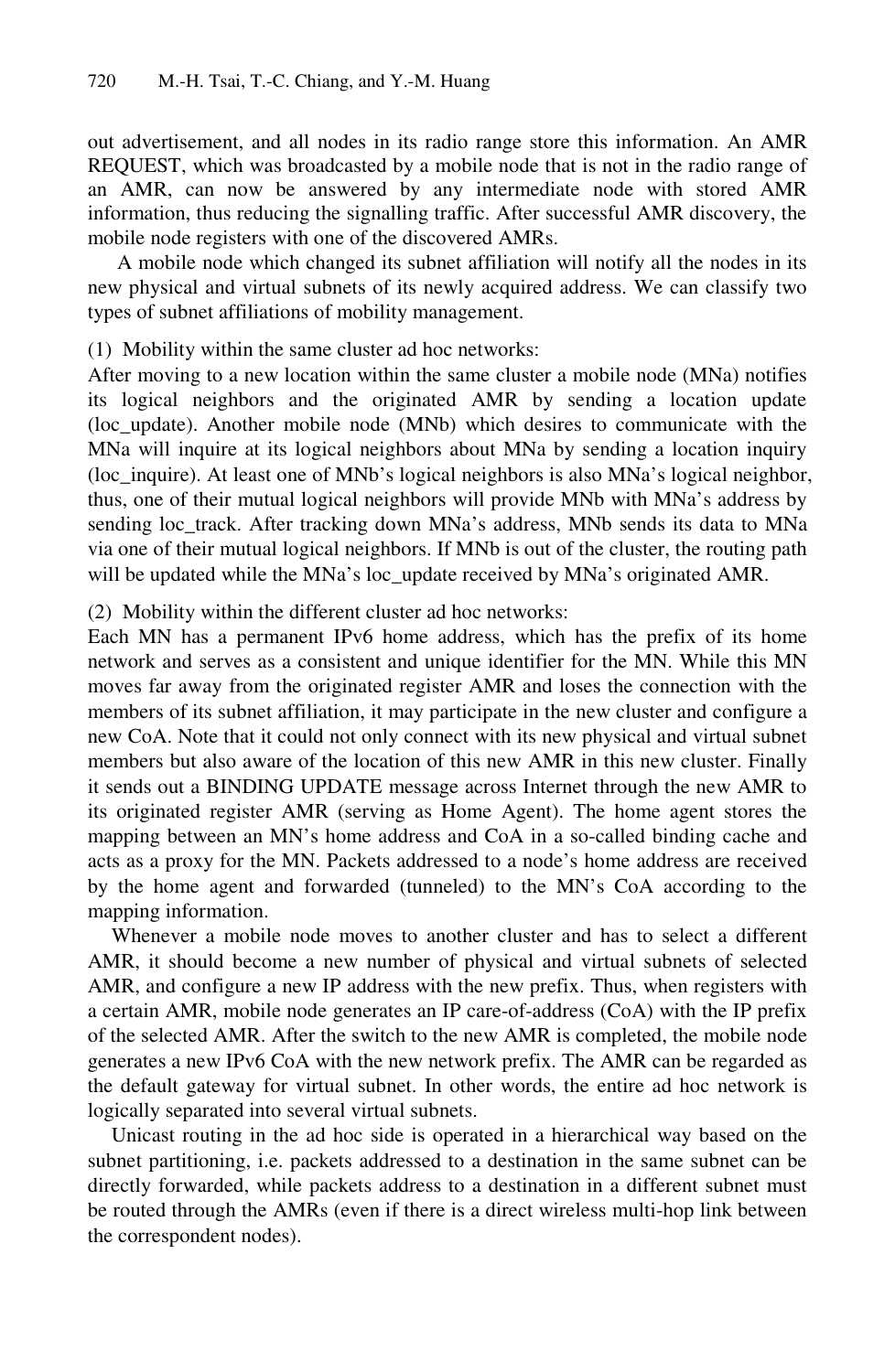out advertisement, and all nodes in its radio range store this information. An AMR REQUEST, which was broadcasted by a mobile node that is not in the radio range of an AMR, can now be answered by any intermediate node with stored AMR information, thus reducing the signalling traffic. After successful AMR discovery, the mobile node registers with one of the discovered AMRs.

A mobile node which changed its subnet affiliation will notify all the nodes in its new physical and virtual subnets of its newly acquired address. We can classify two types of subnet affiliations of mobility management.

(1) Mobility within the same cluster ad hoc networks:

After moving to a new location within the same cluster a mobile node (MNa) notifies its logical neighbors and the originated AMR by sending a location update (loc_update). Another mobile node (MNb) which desires to communicate with the MNa will inquire at its logical neighbors about MNa by sending a location inquiry (loc_inquire). At least one of MNb's logical neighbors is also MNa's logical neighbor, thus, one of their mutual logical neighbors will provide MNb with MNa's address by sending loc_track. After tracking down MNa's address, MNb sends its data to MNa via one of their mutual logical neighbors. If MNb is out of the cluster, the routing path will be updated while the MNa's loc_update received by MNa's originated AMR.

(2) Mobility within the different cluster ad hoc networks:

Each MN has a permanent IPv6 home address, which has the prefix of its home network and serves as a consistent and unique identifier for the MN. While this MN moves far away from the originated register AMR and loses the connection with the members of its subnet affiliation, it may participate in the new cluster and configure a new CoA. Note that it could not only connect with its new physical and virtual subnet members but also aware of the location of this new AMR in this new cluster. Finally it sends out a BINDING UPDATE message across Internet through the new AMR to its originated register AMR (serving as Home Agent). The home agent stores the mapping between an MN's home address and CoA in a so-called binding cache and acts as a proxy for the MN. Packets addressed to a node's home address are received by the home agent and forwarded (tunneled) to the MN's CoA according to the mapping information.

Whenever a mobile node moves to another cluster and has to select a different AMR, it should become a new number of physical and virtual subnets of selected AMR, and configure a new IP address with the new prefix. Thus, when registers with a certain AMR, mobile node generates an IP care-of-address (CoA) with the IP prefix of the selected AMR. After the switch to the new AMR is completed, the mobile node generates a new IPv6 CoA with the new network prefix. The AMR can be regarded as the default gateway for virtual subnet. In other words, the entire ad hoc network is logically separated into several virtual subnets.

Unicast routing in the ad hoc side is operated in a hierarchical way based on the subnet partitioning, i.e. packets addressed to a destination in the same subnet can be directly forwarded, while packets address to a destination in a different subnet must be routed through the AMRs (even if there is a direct wireless multi-hop link between the correspondent nodes).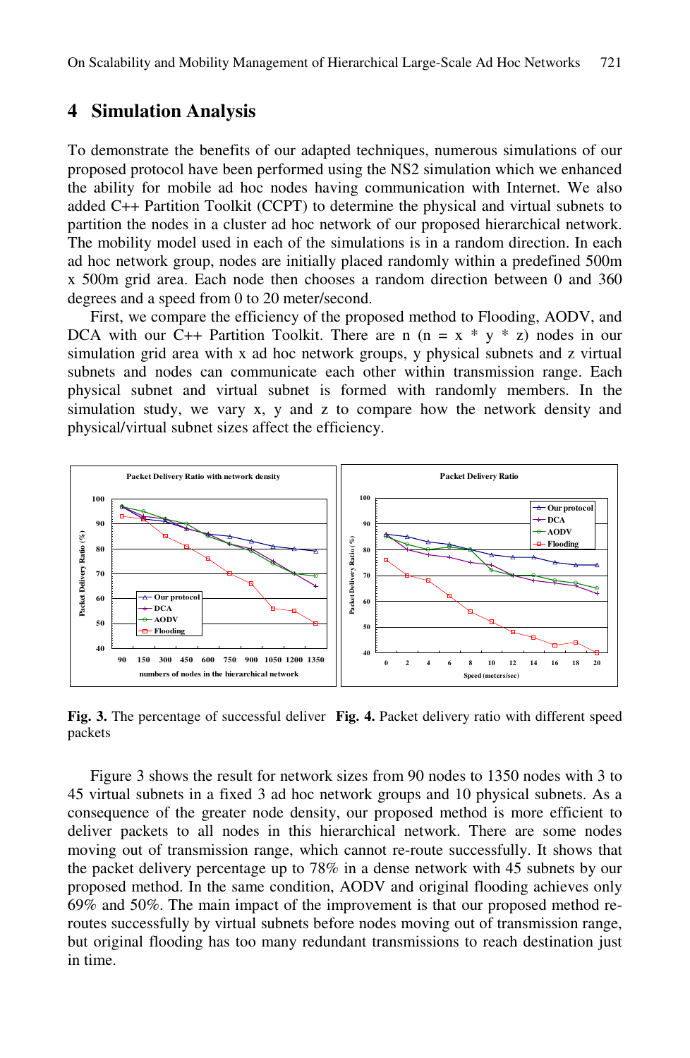## 4 Simulation Analysis

To demonstrate the benefits of our adapted techniques, numerous simulations of our proposed protocol have been performed using the NS2 simulation which we enhanced the ability for mobile ad hoc nodes having communication with Internet. We also added C++ Partition Toolkit (CCPT) to determine the physical and virtual subnets to partition the nodes in a cluster ad hoc network of our proposed hierarchical network. The mobility model used in each of the simulations is in a random direction. In each ad hoc network group, nodes are initially placed randomly within a predefined 500m x 500m grid area. Each node then chooses a random direction between 0 and 360 degrees and a speed from 0 to 20 meter/second.

First, we compare the efficiency of the proposed method to Flooding, AODV, and DCA with our C++ Partition Toolkit. There are n (n = x * y * z) nodes in our simulation grid area with x ad hoc network groups, y physical subnets and z virtual subnets and nodes can communicate each other within transmission range. Each physical subnet and virtual subnet is formed with randomly members. In the simulation study, we vary x, y and z to compare how the network density and physical/virtual subnet sizes affect the efficiency.

**Fig. 3.** The percentage of successful deliver packets

**Fig. 4.** Packet delivery ratio with different speed

Figure 3 shows the result for network sizes from 90 nodes to 1350 nodes with 3 to 45 virtual subnets in a fixed 3 ad hoc network groups and 10 physical subnets. As a consequence of the greater node density, our proposed method is more efficient to deliver packets to all nodes in this hierarchical network. There are some nodes moving out of transmission range, which cannot re-route successfully. It shows that the packet delivery percentage up to 78% in a dense network with 45 subnets by our proposed method. In the same condition, AODV and original flooding achieves only 69% and 50%. The main impact of the improvement is that our proposed method re-routes successfully by virtual subnets before nodes moving out of transmission range, but original flooding has too many redundant transmissions to reach destination just in time.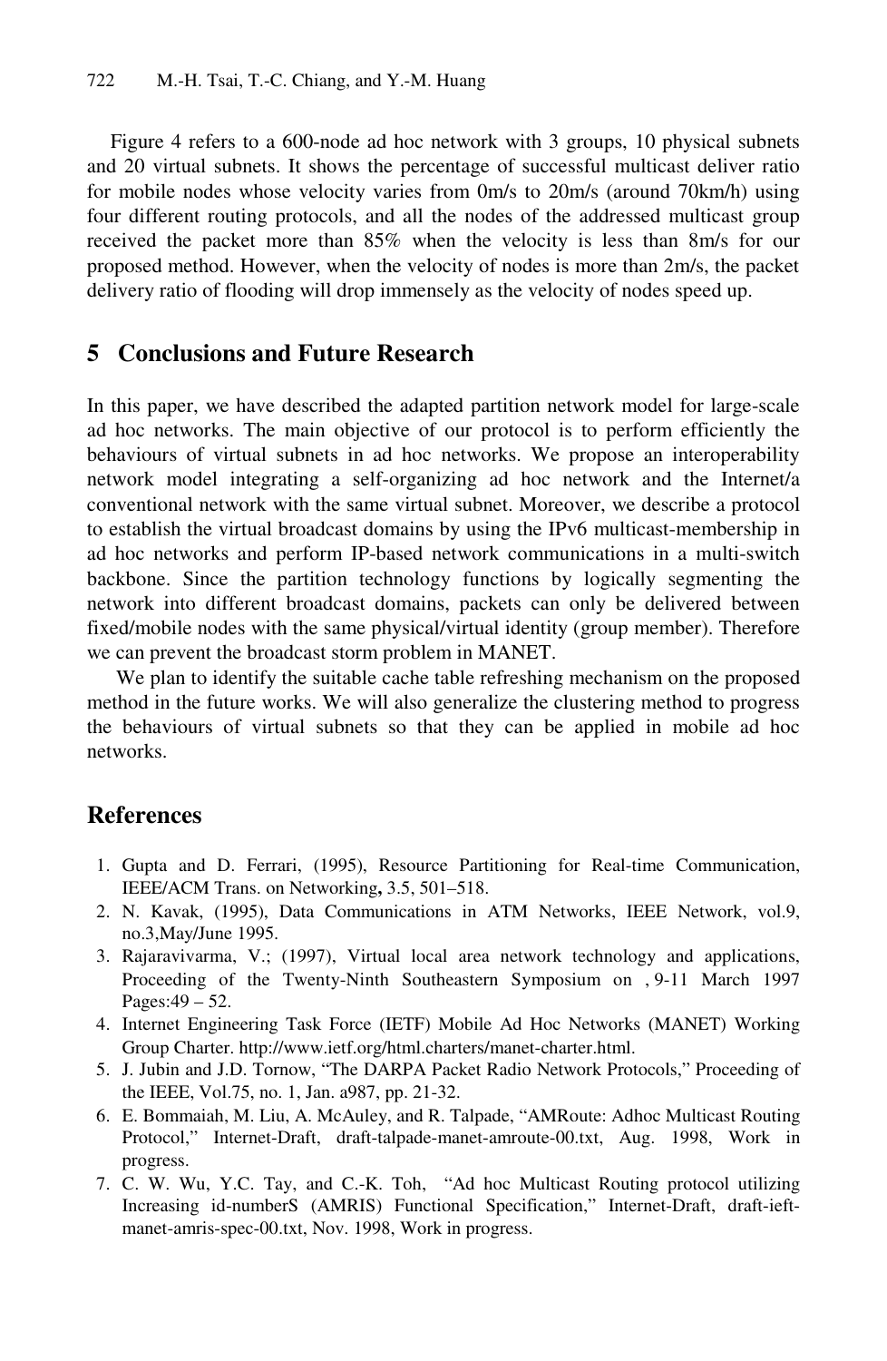Figure 4 refers to a 600-node ad hoc network with 3 groups, 10 physical subnets and 20 virtual subnets. It shows the percentage of successful multicast deliver ratio for mobile nodes whose velocity varies from 0m/s to 20m/s (around 70km/h) using four different routing protocols, and all the nodes of the addressed multicast group received the packet more than 85% when the velocity is less than 8m/s for our proposed method. However, when the velocity of nodes is more than 2m/s, the packet delivery ratio of flooding will drop immensely as the velocity of nodes speed up.

## 5 Conclusions and Future Research

In this paper, we have described the adapted partition network model for large-scale ad hoc networks. The main objective of our protocol is to perform efficiently the behaviours of virtual subnets in ad hoc networks. We propose an interoperability network model integrating a self-organizing ad hoc network and the Internet/a conventional network with the same virtual subnet. Moreover, we describe a protocol to establish the virtual broadcast domains by using the IPv6 multicast-membership in ad hoc networks and perform IP-based network communications in a multi-switch backbone. Since the partition technology functions by logically segmenting the network into different broadcast domains, packets can only be delivered between fixed/mobile nodes with the same physical/virtual identity (group member). Therefore we can prevent the broadcast storm problem in MANET.

We plan to identify the suitable cache table refreshing mechanism on the proposed method in the future works. We will also generalize the clustering method to progress the behaviours of virtual subnets so that they can be applied in mobile ad hoc networks.

## References

1. Gupta and D. Ferrari, (1995), Resource Partitioning for Real-time Communication, IEEE/ACM Trans. on Networking**,** 3.5, 501–518.
2. N. Kavak, (1995), Data Communications in ATM Networks, IEEE Network, vol.9, no.3,May/June 1995.
3. Rajaravivarma, V.; (1997), Virtual local area network technology and applications, Proceeding of the Twenty-Ninth Southeastern Symposium on , 9-11 March 1997 Pages:49 – 52.
4. Internet Engineering Task Force (IETF) Mobile Ad Hoc Networks (MANET) Working Group Charter. http://www.ietf.org/html.charters/manet-charter.html.
5. J. Jubin and J.D. Tornow, "The DARPA Packet Radio Network Protocols," Proceeding of the IEEE, Vol.75, no. 1, Jan. a987, pp. 21-32.
6. E. Bommaiah, M. Liu, A. McAuley, and R. Talpade, "AMRoute: Adhoc Multicast Routing Protocol," Internet-Draft, draft-talpade-manet-amroute-00.txt, Aug. 1998, Work in progress.
7. C. W. Wu, Y.C. Tay, and C.-K. Toh, "Ad hoc Multicast Routing protocol utilizing Increasing id-numberS (AMRIS) Functional Specification," Internet-Draft, draft-ieft-manet-amris-spec-00.txt, Nov. 1998, Work in progress.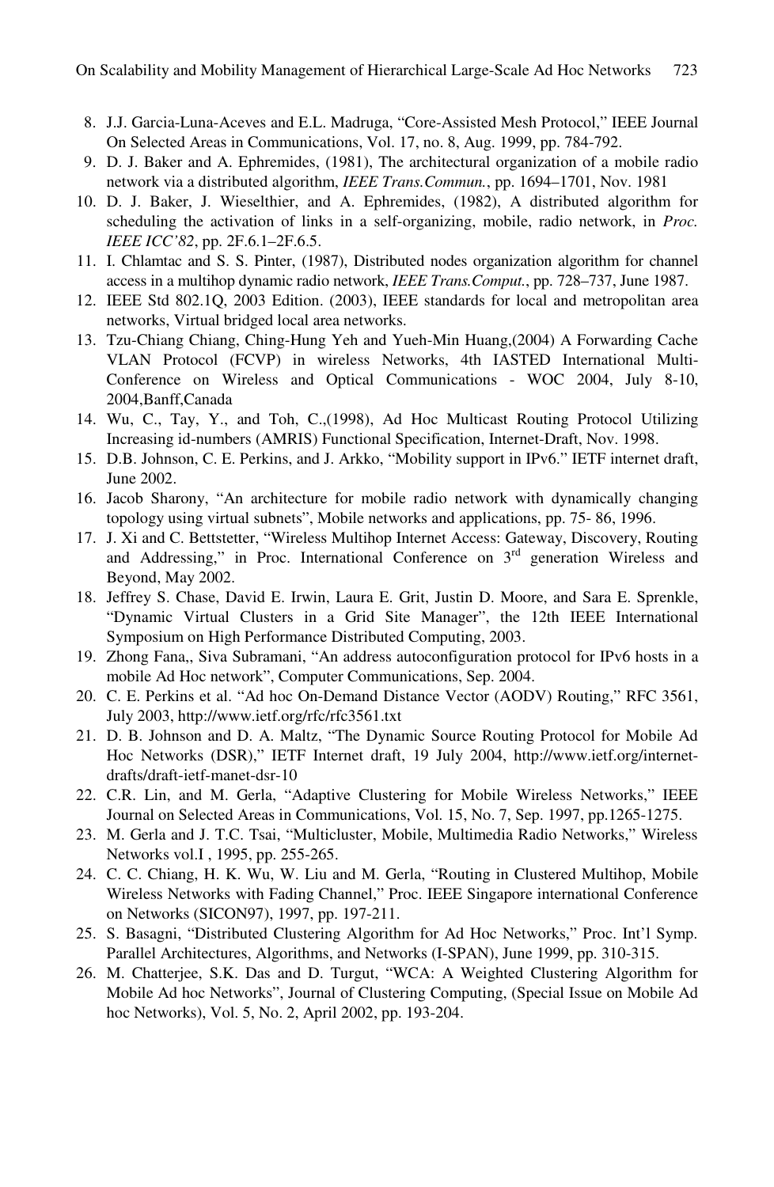8. J.J. Garcia-Luna-Aceves and E.L. Madruga, "Core-Assisted Mesh Protocol," IEEE Journal On Selected Areas in Communications, Vol. 17, no. 8, Aug. 1999, pp. 784-792.
9. D. J. Baker and A. Ephremides, (1981), The architectural organization of a mobile radio network via a distributed algorithm, *IEEE Trans.Commun.*, pp. 1694–1701, Nov. 1981
10. D. J. Baker, J. Wieselthier, and A. Ephremides, (1982), A distributed algorithm for scheduling the activation of links in a self-organizing, mobile, radio network, in *Proc. IEEE ICC'82*, pp. 2F.6.1–2F.6.5.
11. I. Chlamtac and S. S. Pinter, (1987), Distributed nodes organization algorithm for channel access in a multihop dynamic radio network, *IEEE Trans.Comput.*, pp. 728–737, June 1987.
12. IEEE Std 802.1Q, 2003 Edition. (2003), IEEE standards for local and metropolitan area networks, Virtual bridged local area networks.
13. Tzu-Chiang Chiang, Ching-Hung Yeh and Yueh-Min Huang,(2004) A Forwarding Cache VLAN Protocol (FCVP) in wireless Networks, 4th IASTED International Multi-Conference on Wireless and Optical Communications - WOC 2004, July 8-10, 2004,Banff,Canada
14. Wu, C., Tay, Y., and Toh, C.,(1998), Ad Hoc Multicast Routing Protocol Utilizing Increasing id-numbers (AMRIS) Functional Specification, Internet-Draft, Nov. 1998.
15. D.B. Johnson, C. E. Perkins, and J. Arkko, "Mobility support in IPv6." IETF internet draft, June 2002.
16. Jacob Sharony, "An architecture for mobile radio network with dynamically changing topology using virtual subnets", Mobile networks and applications, pp. 75- 86, 1996.
17. J. Xi and C. Bettstetter, "Wireless Multihop Internet Access: Gateway, Discovery, Routing and Addressing," in Proc. International Conference on 3rd generation Wireless and Beyond, May 2002.
18. Jeffrey S. Chase, David E. Irwin, Laura E. Grit, Justin D. Moore, and Sara E. Sprenkle, "Dynamic Virtual Clusters in a Grid Site Manager", the 12th IEEE International Symposium on High Performance Distributed Computing, 2003.
19. Zhong Fana,, Siva Subramani, "An address autoconfiguration protocol for IPv6 hosts in a mobile Ad Hoc network", Computer Communications, Sep. 2004.
20. C. E. Perkins et al. "Ad hoc On-Demand Distance Vector (AODV) Routing," RFC 3561, July 2003, http://www.ietf.org/rfc/rfc3561.txt
21. D. B. Johnson and D. A. Maltz, "The Dynamic Source Routing Protocol for Mobile Ad Hoc Networks (DSR)," IETF Internet draft, 19 July 2004, http://www.ietf.org/internet-drafts/draft-ietf-manet-dsr-10
22. C.R. Lin, and M. Gerla, "Adaptive Clustering for Mobile Wireless Networks," IEEE Journal on Selected Areas in Communications, Vol. 15, No. 7, Sep. 1997, pp.1265-1275.
23. M. Gerla and J. T.C. Tsai, "Multicluster, Mobile, Multimedia Radio Networks," Wireless Networks vol.I , 1995, pp. 255-265.
24. C. C. Chiang, H. K. Wu, W. Liu and M. Gerla, "Routing in Clustered Multihop, Mobile Wireless Networks with Fading Channel," Proc. IEEE Singapore international Conference on Networks (SICON97), 1997, pp. 197-211.
25. S. Basagni, "Distributed Clustering Algorithm for Ad Hoc Networks," Proc. Int'l Symp. Parallel Architectures, Algorithms, and Networks (I-SPAN), June 1999, pp. 310-315.
26. M. Chatterjee, S.K. Das and D. Turgut, "WCA: A Weighted Clustering Algorithm for Mobile Ad hoc Networks", Journal of Clustering Computing, (Special Issue on Mobile Ad hoc Networks), Vol. 5, No. 2, April 2002, pp. 193-204.